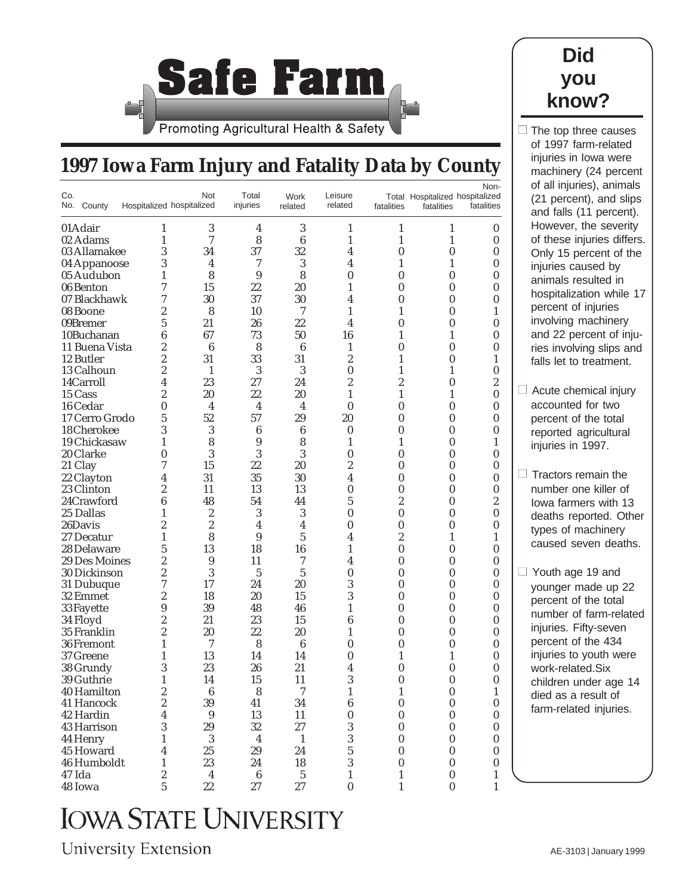# Safe Farm

Promoting Agricultural Health & Safety

## 1997 Iowa Farm Injury and Fatality Data by County

| Co. No. | County | Hospitalized | Not hospitalized | Total injuries | Work related | Leisure related | Total fatalities | Hospitalized fatalities | Non-hospitalized fatalities |
|---|---|---|---|---|---|---|---|---|---|
| 01 | Adair | 1 | 3 | 4 | 3 | 1 | 1 | 1 | 0 |
| 02 | Adams | 1 | 7 | 8 | 6 | 1 | 1 | 1 | 0 |
| 03 | Allamakee | 3 | 34 | 37 | 32 | 4 | 0 | 0 | 0 |
| 04 | Appanoose | 3 | 4 | 7 | 3 | 4 | 1 | 1 | 0 |
| 05 | Audubon | 1 | 8 | 9 | 8 | 0 | 0 | 0 | 0 |
| 06 | Benton | 7 | 15 | 22 | 20 | 1 | 0 | 0 | 0 |
| 07 | Blackhawk | 7 | 30 | 37 | 30 | 4 | 0 | 0 | 0 |
| 08 | Boone | 2 | 8 | 10 | 7 | 1 | 1 | 0 | 1 |
| 09 | Bremer | 5 | 21 | 26 | 22 | 4 | 0 | 0 | 0 |
| 10 | Buchanan | 6 | 67 | 73 | 50 | 16 | 1 | 1 | 0 |
| 11 | Buena Vista | 2 | 6 | 8 | 6 | 1 | 0 | 0 | 0 |
| 12 | Butler | 2 | 31 | 33 | 31 | 2 | 1 | 0 | 1 |
| 13 | Calhoun | 2 | 1 | 3 | 3 | 0 | 1 | 1 | 0 |
| 14 | Carroll | 4 | 23 | 27 | 24 | 2 | 2 | 0 | 2 |
| 15 | Cass | 2 | 20 | 22 | 20 | 1 | 1 | 1 | 0 |
| 16 | Cedar | 0 | 4 | 4 | 4 | 0 | 0 | 0 | 0 |
| 17 | Cerro Grodo | 5 | 52 | 57 | 29 | 20 | 0 | 0 | 0 |
| 18 | Cherokee | 3 | 3 | 6 | 6 | 0 | 0 | 0 | 0 |
| 19 | Chickasaw | 1 | 8 | 9 | 8 | 1 | 1 | 0 | 1 |
| 20 | Clarke | 0 | 3 | 3 | 3 | 0 | 0 | 0 | 0 |
| 21 | Clay | 7 | 15 | 22 | 20 | 2 | 0 | 0 | 0 |
| 22 | Clayton | 4 | 31 | 35 | 30 | 4 | 0 | 0 | 0 |
| 23 | Clinton | 2 | 11 | 13 | 13 | 0 | 0 | 0 | 0 |
| 24 | Crawford | 6 | 48 | 54 | 44 | 5 | 2 | 0 | 2 |
| 25 | Dallas | 1 | 2 | 3 | 3 | 0 | 0 | 0 | 0 |
| 26 | Davis | 2 | 2 | 4 | 4 | 0 | 0 | 0 | 0 |
| 27 | Decatur | 1 | 8 | 9 | 5 | 4 | 2 | 1 | 1 |
| 28 | Delaware | 5 | 13 | 18 | 16 | 1 | 0 | 0 | 0 |
| 29 | Des Moines | 2 | 9 | 11 | 7 | 4 | 0 | 0 | 0 |
| 30 | Dickinson | 2 | 3 | 5 | 5 | 0 | 0 | 0 | 0 |
| 31 | Dubuque | 7 | 17 | 24 | 20 | 3 | 0 | 0 | 0 |
| 32 | Emmet | 2 | 18 | 20 | 15 | 3 | 0 | 0 | 0 |
| 33 | Fayette | 9 | 39 | 48 | 46 | 1 | 0 | 0 | 0 |
| 34 | Floyd | 2 | 21 | 23 | 15 | 6 | 0 | 0 | 0 |
| 35 | Franklin | 2 | 20 | 22 | 20 | 1 | 0 | 0 | 0 |
| 36 | Fremont | 1 | 7 | 8 | 6 | 0 | 0 | 0 | 0 |
| 37 | Greene | 1 | 13 | 14 | 14 | 0 | 1 | 1 | 0 |
| 38 | Grundy | 3 | 23 | 26 | 21 | 4 | 0 | 0 | 0 |
| 39 | Guthrie | 1 | 14 | 15 | 11 | 3 | 0 | 0 | 0 |
| 40 | Hamilton | 2 | 6 | 8 | 7 | 1 | 1 | 0 | 1 |
| 41 | Hancock | 2 | 39 | 41 | 34 | 6 | 0 | 0 | 0 |
| 42 | Hardin | 4 | 9 | 13 | 11 | 0 | 0 | 0 | 0 |
| 43 | Harrison | 3 | 29 | 32 | 27 | 3 | 0 | 0 | 0 |
| 44 | Henry | 1 | 3 | 4 | 1 | 3 | 0 | 0 | 0 |
| 45 | Howard | 4 | 25 | 29 | 24 | 5 | 0 | 0 | 0 |
| 46 | Humboldt | 1 | 23 | 24 | 18 | 3 | 0 | 0 | 0 |
| 47 | Ida | 2 | 4 | 6 | 5 | 1 | 1 | 0 | 1 |
| 48 | Iowa | 5 | 22 | 27 | 27 | 0 | 1 | 0 | 1 |

## Did you know?

- The top three causes of 1997 farm-related injuries in Iowa were machinery (24 percent of all injuries), animals (21 percent), and slips and falls (11 percent). However, the severity of these injuries differs. Only 15 percent of the injuries caused by animals resulted in hospitalization while 17 percent of injuries involving machinery and 22 percent of injuries involving slips and falls let to treatment.
- Acute chemical injury accounted for two percent of the total reported agricultural injuries in 1997.
- Tractors remain the number one killer of Iowa farmers with 13 deaths reported. Other types of machinery caused seven deaths.
- Youth age 19 and younger made up 22 percent of the total number of farm-related injuries. Fifty-seven percent of the 434 injuries to youth were work-related.Six children under age 14 died as a result of farm-related injuries.

IOWA STATE UNIVERSITY

University Extension

AE-3103 | January 1999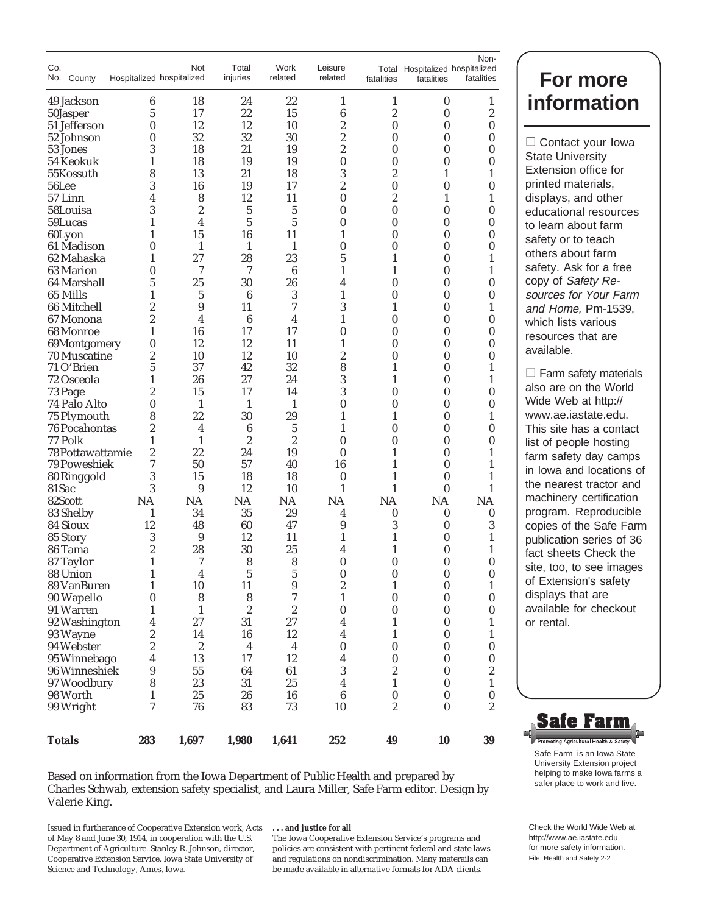| Co. No. | County | Hospitalized | Not hospitalized | Total injuries | Work related | Leisure related | Total fatalities | Hospitalized fatalities | Non-hospitalized fatalities |
|---|---|---|---|---|---|---|---|---|---|
| 49 | Jackson | 6 | 18 | 24 | 22 | 1 | 1 | 0 | 1 |
| 50 | Jasper | 5 | 17 | 22 | 15 | 6 | 2 | 0 | 2 |
| 51 | Jefferson | 0 | 12 | 12 | 10 | 2 | 0 | 0 | 0 |
| 52 | Johnson | 0 | 32 | 32 | 30 | 2 | 0 | 0 | 0 |
| 53 | Jones | 3 | 18 | 21 | 19 | 2 | 0 | 0 | 0 |
| 54 | Keokuk | 1 | 18 | 19 | 19 | 0 | 0 | 0 | 0 |
| 55 | Kossuth | 8 | 13 | 21 | 18 | 3 | 2 | 1 | 1 |
| 56 | Lee | 3 | 16 | 19 | 17 | 2 | 0 | 0 | 0 |
| 57 | Linn | 4 | 8 | 12 | 11 | 0 | 2 | 1 | 1 |
| 58 | Louisa | 3 | 2 | 5 | 5 | 0 | 0 | 0 | 0 |
| 59 | Lucas | 1 | 4 | 5 | 5 | 0 | 0 | 0 | 0 |
| 60 | Lyon | 1 | 15 | 16 | 11 | 1 | 0 | 0 | 0 |
| 61 | Madison | 0 | 1 | 1 | 1 | 0 | 0 | 0 | 0 |
| 62 | Mahaska | 1 | 27 | 28 | 23 | 5 | 1 | 0 | 1 |
| 63 | Marion | 0 | 7 | 7 | 6 | 1 | 1 | 0 | 1 |
| 64 | Marshall | 5 | 25 | 30 | 26 | 4 | 0 | 0 | 0 |
| 65 | Mills | 1 | 5 | 6 | 3 | 1 | 0 | 0 | 0 |
| 66 | Mitchell | 2 | 9 | 11 | 7 | 3 | 1 | 0 | 1 |
| 67 | Monona | 2 | 4 | 6 | 4 | 1 | 0 | 0 | 0 |
| 68 | Monroe | 1 | 16 | 17 | 17 | 0 | 0 | 0 | 0 |
| 69 | Montgomery | 0 | 12 | 12 | 11 | 1 | 0 | 0 | 0 |
| 70 | Muscatine | 2 | 10 | 12 | 10 | 2 | 0 | 0 | 0 |
| 71 | O'Brien | 5 | 37 | 42 | 32 | 8 | 1 | 0 | 1 |
| 72 | Osceola | 1 | 26 | 27 | 24 | 3 | 1 | 0 | 1 |
| 73 | Page | 2 | 15 | 17 | 14 | 3 | 0 | 0 | 0 |
| 74 | Palo Alto | 0 | 1 | 1 | 1 | 0 | 0 | 0 | 0 |
| 75 | Plymouth | 8 | 22 | 30 | 29 | 1 | 1 | 0 | 1 |
| 76 | Pocahontas | 2 | 4 | 6 | 5 | 1 | 0 | 0 | 0 |
| 77 | Polk | 1 | 1 | 2 | 2 | 0 | 0 | 0 | 0 |
| 78 | Pottawattamie | 2 | 22 | 24 | 19 | 0 | 1 | 0 | 1 |
| 79 | Poweshiek | 7 | 50 | 57 | 40 | 16 | 1 | 0 | 1 |
| 80 | Ringgold | 3 | 15 | 18 | 18 | 0 | 1 | 0 | 1 |
| 81 | Sac | 3 | 9 | 12 | 10 | 1 | 1 | 0 | 1 |
| 82 | Scott | NA | NA | NA | NA | NA | NA | NA | NA |
| 83 | Shelby | 1 | 34 | 35 | 29 | 4 | 0 | 0 | 0 |
| 84 | Sioux | 12 | 48 | 60 | 47 | 9 | 3 | 0 | 3 |
| 85 | Story | 3 | 9 | 12 | 11 | 1 | 1 | 0 | 1 |
| 86 | Tama | 2 | 28 | 30 | 25 | 4 | 1 | 0 | 1 |
| 87 | Taylor | 1 | 7 | 8 | 8 | 0 | 0 | 0 | 0 |
| 88 | Union | 1 | 4 | 5 | 5 | 0 | 0 | 0 | 0 |
| 89 | VanBuren | 1 | 10 | 11 | 9 | 2 | 1 | 0 | 1 |
| 90 | Wapello | 0 | 8 | 8 | 7 | 1 | 0 | 0 | 0 |
| 91 | Warren | 1 | 1 | 2 | 2 | 0 | 0 | 0 | 0 |
| 92 | Washington | 4 | 27 | 31 | 27 | 4 | 1 | 0 | 1 |
| 93 | Wayne | 2 | 14 | 16 | 12 | 4 | 1 | 0 | 1 |
| 94 | Webster | 2 | 2 | 4 | 4 | 0 | 0 | 0 | 0 |
| 95 | Winnebago | 4 | 13 | 17 | 12 | 4 | 0 | 0 | 0 |
| 96 | Winneshiek | 9 | 55 | 64 | 61 | 3 | 2 | 0 | 2 |
| 97 | Woodbury | 8 | 23 | 31 | 25 | 4 | 1 | 0 | 1 |
| 98 | Worth | 1 | 25 | 26 | 16 | 6 | 0 | 0 | 0 |
| 99 | Wright | 7 | 76 | 83 | 73 | 10 | 2 | 0 | 2 |
| **Totals** | | **283** | **1,697** | **1,980** | **1,641** | **252** | **49** | **10** | **39** |

Based on information from the Iowa Department of Public Health and prepared by Charles Schwab, extension safety specialist, and Laura Miller, Safe Farm editor. Design by Valerie King.

## For more information

- Contact your Iowa State University Extension office for printed materials, displays, and other educational resources to learn about farm safety or to teach others about farm safety. Ask for a free copy of *Safety Resources for Your Farm and Home,* Pm-1539, which lists various resources that are available.

- Farm safety materials also are on the World Wide Web at http://www.ae.iastate.edu. This site has a contact list of people hosting farm safety day camps in Iowa and locations of the nearest tractor and machinery certification program. Reproducible copies of the Safe Farm publication series of 36 fact sheets Check the site, too, to see images of Extension's safety displays that are available for checkout or rental.

**Safe Farm**
Promoting Agricultural Health & Safety

Safe Farm is an Iowa State University Extension project helping to make Iowa farms a safer place to work and live.

Issued in furtherance of Cooperative Extension work, Acts of May 8 and June 30, 1914, in cooperation with the U.S. Department of Agriculture. Stanley R. Johnson, director, Cooperative Extension Service, Iowa State University of Science and Technology, Ames, Iowa.

**. . . and justice for all**
The Iowa Cooperative Extension Service's programs and policies are consistent with pertinent federal and state laws and regulations on nondiscrimination. Many materails can be made available in alternative formats for ADA clients.

Check the World Wide Web at http://www.ae.iastate.edu for more safety information.
File: Health and Safety 2-2